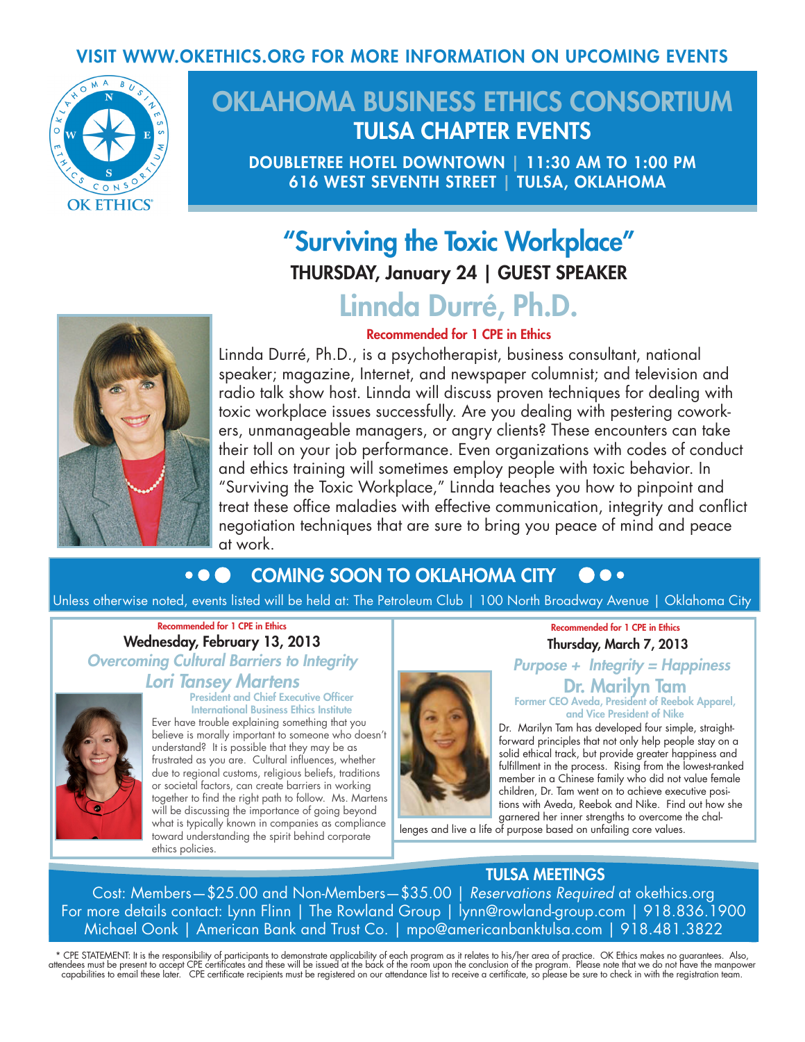VISIT WWW.OKETHICS.ORG FOR MORE INFORMATION ON UPCOMING EVENTS

OK ETHICS

# OKLAHOMA BUSINESS ETHICS CONSORTIUM

## TULSA CHAPTER EVENTS

**DOUBLETREE HOTEL DOWNTOWN | 11:30 AM TO 1:00 PM**
**616 WEST SEVENTH STREET | TULSA, OKLAHOMA**

# "Surviving the Toxic Workplace"

**THURSDAY, January 24 | GUEST SPEAKER**

## Linnda Durré, Ph.D.

**Recommended for 1 CPE in Ethics**

Linnda Durré, Ph.D., is a psychotherapist, business consultant, national speaker; magazine, Internet, and newspaper columnist; and television and radio talk show host. Linnda will discuss proven techniques for dealing with toxic workplace issues successfully. Are you dealing with pestering coworkers, unmanageable managers, or angry clients? These encounters can take their toll on your job performance. Even organizations with codes of conduct and ethics training will sometimes employ people with toxic behavior. In "Surviving the Toxic Workplace," Linnda teaches you how to pinpoint and treat these office maladies with effective communication, integrity and conflict negotiation techniques that are sure to bring you peace of mind and peace at work.

## COMING SOON TO OKLAHOMA CITY

Unless otherwise noted, events listed will be held at: The Petroleum Club | 100 North Broadway Avenue | Oklahoma City

**Recommended for 1 CPE in Ethics**

**Wednesday, February 13, 2013**

### *Overcoming Cultural Barriers to Integrity*

### *Lori Tansey Martens*

**President and Chief Executive Officer**
**International Business Ethics Institute**

Ever have trouble explaining something that you believe is morally important to someone who doesn't understand? It is possible that they may be as frustrated as you are. Cultural influences, whether due to regional customs, religious beliefs, traditions or societal factors, can create barriers in working together to find the right path to follow. Ms. Martens will be discussing the importance of going beyond what is typically known in companies as compliance toward understanding the spirit behind corporate ethics policies.

**Recommended for 1 CPE in Ethics**

**Thursday, March 7, 2013**

### *Purpose + Integrity = Happiness*

### Dr. Marilyn Tam

**Former CEO Aveda, President of Reebok Apparel, and Vice President of Nike**

Dr. Marilyn Tam has developed four simple, straightforward principles that not only help people stay on a solid ethical track, but provide greater happiness and fulfillment in the process. Rising from the lowest-ranked member in a Chinese family who did not value female children, Dr. Tam went on to achieve executive positions with Aveda, Reebok and Nike. Find out how she garnered her inner strengths to overcome the challenges and live a life of purpose based on unfailing core values.

## TULSA MEETINGS

Cost: Members—$25.00 and Non-Members—$35.00 | *Reservations Required* at okethics.org
For more details contact: Lynn Flinn | The Rowland Group | lynn@rowland-group.com | 918.836.1900
Michael Oonk | American Bank and Trust Co. | mpo@americanbanktulsa.com | 918.481.3822

* CPE STATEMENT: It is the responsibility of participants to demonstrate applicability of each program as it relates to his/her area of practice. OK Ethics makes no guarantees. Also, attendees must be present to accept CPE certificates and these will be issued at the back of the room upon the conclusion of the program. Please note that we do not have the manpower capabilities to email these later. CPE certificate recipients must be registered on our attendance list to receive a certificate, so please be sure to check in with the registration team.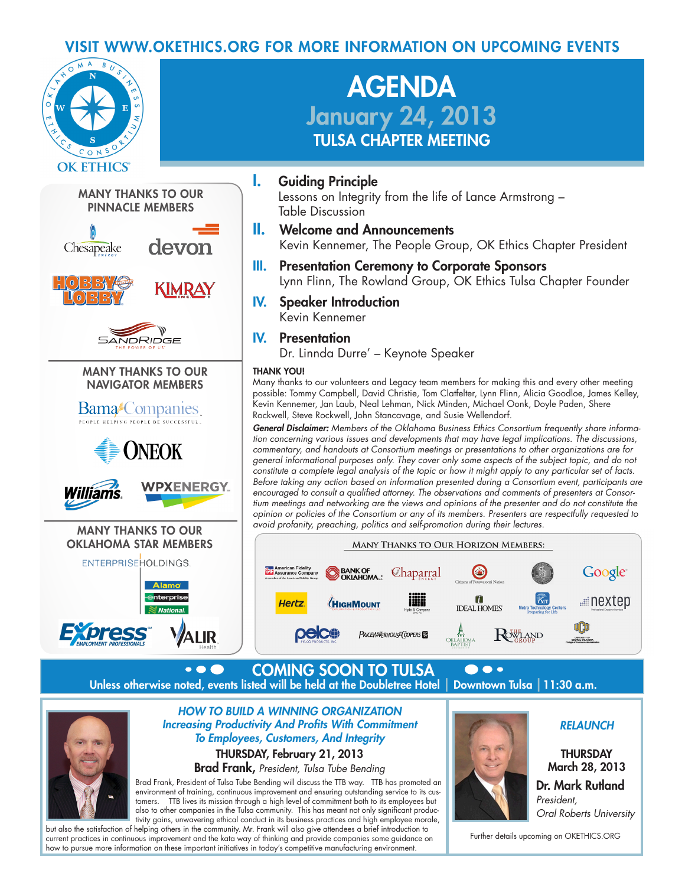VISIT WWW.OKETHICS.ORG FOR MORE INFORMATION ON UPCOMING EVENTS

OK ETHICS®

# AGENDA

## January 24, 2013

### TULSA CHAPTER MEETING

**I. Guiding Principle**
Lessons on Integrity from the life of Lance Armstrong – Table Discussion

**II. Welcome and Announcements**
Kevin Kennemer, The People Group, OK Ethics Chapter President

**III. Presentation Ceremony to Corporate Sponsors**
Lynn Flinn, The Rowland Group, OK Ethics Tulsa Chapter Founder

**IV. Speaker Introduction**
Kevin Kennemer

**IV. Presentation**
Dr. Linnda Durre' – Keynote Speaker

**THANK YOU!**

Many thanks to our volunteers and Legacy team members for making this and every other meeting possible: Tommy Campbell, David Christie, Tom Clatfelter, Lynn Flinn, Alicia Goodloe, James Kelley, Kevin Kennemer, Jan Laub, Neal Lehman, Nick Minden, Michael Oonk, Doyle Paden, Shere Rockwell, Steve Rockwell, John Stancavage, and Susie Wellendorf.

***General Disclaimer:*** *Members of the Oklahoma Business Ethics Consortium frequently share information concerning various issues and developments that may have legal implications. The discussions, commentary, and handouts at Consortium meetings or presentations to other organizations are for general informational purposes only. They cover only some aspects of the subject topic, and do not constitute a complete legal analysis of the topic or how it might apply to any particular set of facts. Before taking any action based on information presented during a Consortium event, participants are encouraged to consult a qualified attorney. The observations and comments of presenters at Consortium meetings and networking are the views and opinions of the presenter and do not constitute the opinion or policies of the Consortium or any of its members. Presenters are respectfully requested to avoid profanity, preaching, politics and self-promotion during their lectures.*

**MANY THANKS TO OUR PINNACLE MEMBERS**

Chesapeake Energy, devon, Hobby Lobby, Kimray Inc., SandRidge – The Power of Us

**MANY THANKS TO OUR NAVIGATOR MEMBERS**

Bama Companies – People Helping People Be Successful, ONEOK, Williams, WPX Energy

**MANY THANKS TO OUR OKLAHOMA STAR MEMBERS**

Enterprise Holdings (Alamo, Enterprise, National), Express Employment Professionals, Valir Health

**MANY THANKS TO OUR HORIZON MEMBERS:**

American Fidelity Assurance Company, Bank of Oklahoma, Chaparral Energy, Citizen Potawatomi Nation, Google, Hertz, HighMount, Hyde & Company, Ideal Homes, Metro Technology Centers – Preparing for Life, nextep – Professional Employer Services, pelco – Pelco Products, Inc., PricewaterhouseCoopers, Oklahoma Baptist University, The Rowland Group, University of Central Oklahoma College of Business Administration

## COMING SOON TO TULSA

Unless otherwise noted, events listed will be held at the Doubletree Hotel | Downtown Tulsa | 11:30 a.m.

### *HOW TO BUILD A WINNING ORGANIZATION*
*Increasing Productivity And Profits With Commitment To Employees, Customers, And Integrity*

**THURSDAY, February 21, 2013**

**Brad Frank,** *President, Tulsa Tube Bending*

Brad Frank, President of Tulsa Tube Bending will discuss the TTB way. TTB has promoted an environment of training, continuous improvement and ensuring outstanding service to its customers. TTB lives its mission through a high level of commitment both to its employees but also to other companies in the Tulsa community. This has meant not only significant productivity gains, unwavering ethical conduct in its business practices and high employee morale, but also the satisfaction of helping others in the community. Mr. Frank will also give attendees a brief introduction to current practices in continuous improvement and the kata way of thinking and provide companies some guidance on how to pursue more information on these important initiatives in today's competitive manufacturing environment.

### *RELAUNCH*

**THURSDAY March 28, 2013**

**Dr. Mark Rutland**
*President, Oral Roberts University*

Further details upcoming on OKETHICS.ORG